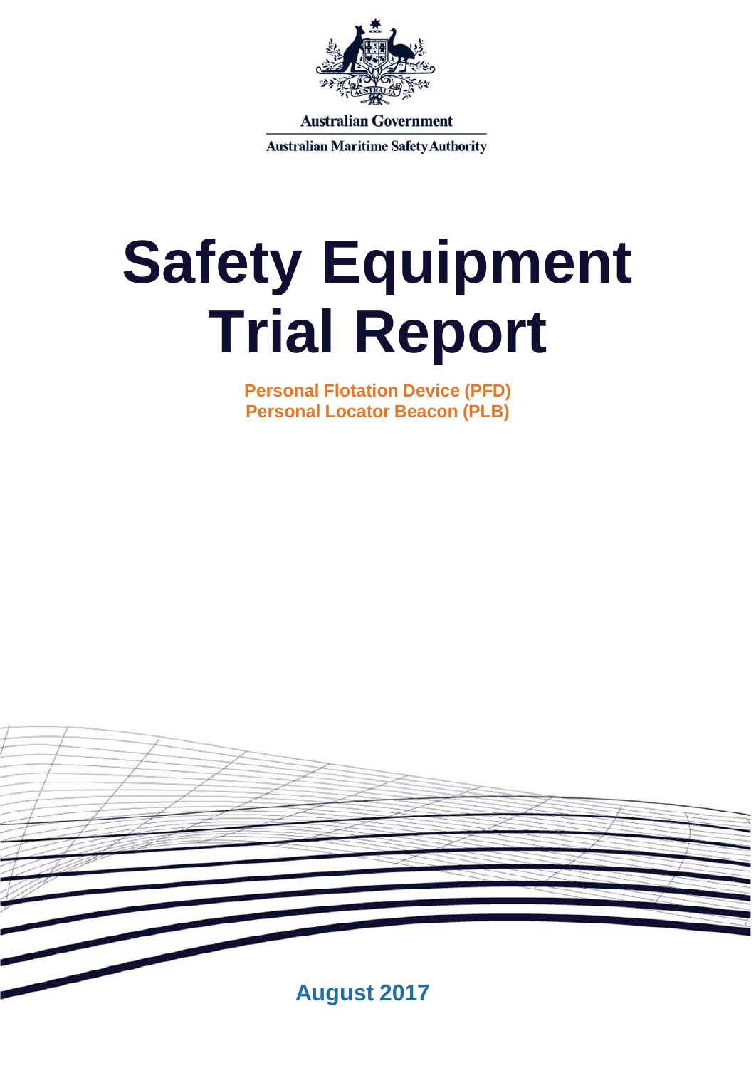Australian Government

Australian Maritime Safety Authority

# Safety Equipment Trial Report

**Personal Flotation Device (PFD)**
**Personal Locator Beacon (PLB)**

**August 2017**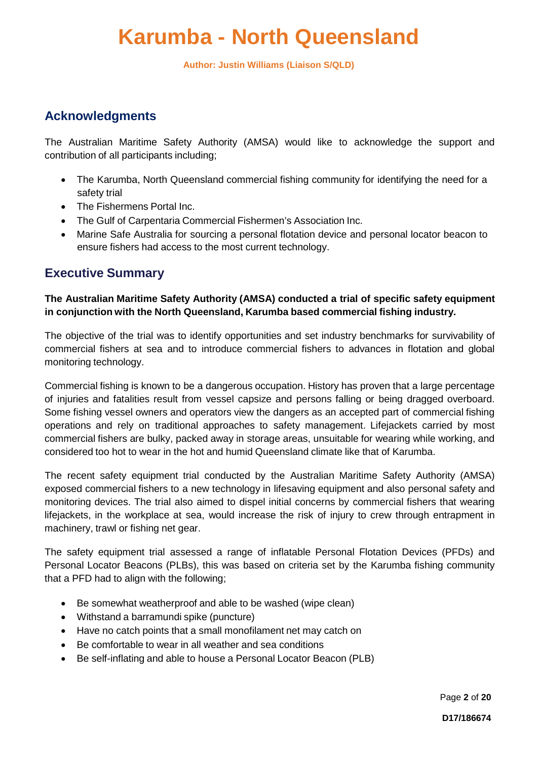# Karumba - North Queensland

**Author: Justin Williams (Liaison S/QLD)**

## Acknowledgments

The Australian Maritime Safety Authority (AMSA) would like to acknowledge the support and contribution of all participants including;

- The Karumba, North Queensland commercial fishing community for identifying the need for a safety trial
- The Fishermens Portal Inc.
- The Gulf of Carpentaria Commercial Fishermen's Association Inc.
- Marine Safe Australia for sourcing a personal flotation device and personal locator beacon to ensure fishers had access to the most current technology.

## Executive Summary

**The Australian Maritime Safety Authority (AMSA) conducted a trial of specific safety equipment in conjunction with the North Queensland, Karumba based commercial fishing industry.**

The objective of the trial was to identify opportunities and set industry benchmarks for survivability of commercial fishers at sea and to introduce commercial fishers to advances in flotation and global monitoring technology.

Commercial fishing is known to be a dangerous occupation. History has proven that a large percentage of injuries and fatalities result from vessel capsize and persons falling or being dragged overboard. Some fishing vessel owners and operators view the dangers as an accepted part of commercial fishing operations and rely on traditional approaches to safety management. Lifejackets carried by most commercial fishers are bulky, packed away in storage areas, unsuitable for wearing while working, and considered too hot to wear in the hot and humid Queensland climate like that of Karumba.

The recent safety equipment trial conducted by the Australian Maritime Safety Authority (AMSA) exposed commercial fishers to a new technology in lifesaving equipment and also personal safety and monitoring devices. The trial also aimed to dispel initial concerns by commercial fishers that wearing lifejackets, in the workplace at sea, would increase the risk of injury to crew through entrapment in machinery, trawl or fishing net gear.

The safety equipment trial assessed a range of inflatable Personal Flotation Devices (PFDs) and Personal Locator Beacons (PLBs), this was based on criteria set by the Karumba fishing community that a PFD had to align with the following;

- Be somewhat weatherproof and able to be washed (wipe clean)
- Withstand a barramundi spike (puncture)
- Have no catch points that a small monofilament net may catch on
- Be comfortable to wear in all weather and sea conditions
- Be self-inflating and able to house a Personal Locator Beacon (PLB)

D17/186674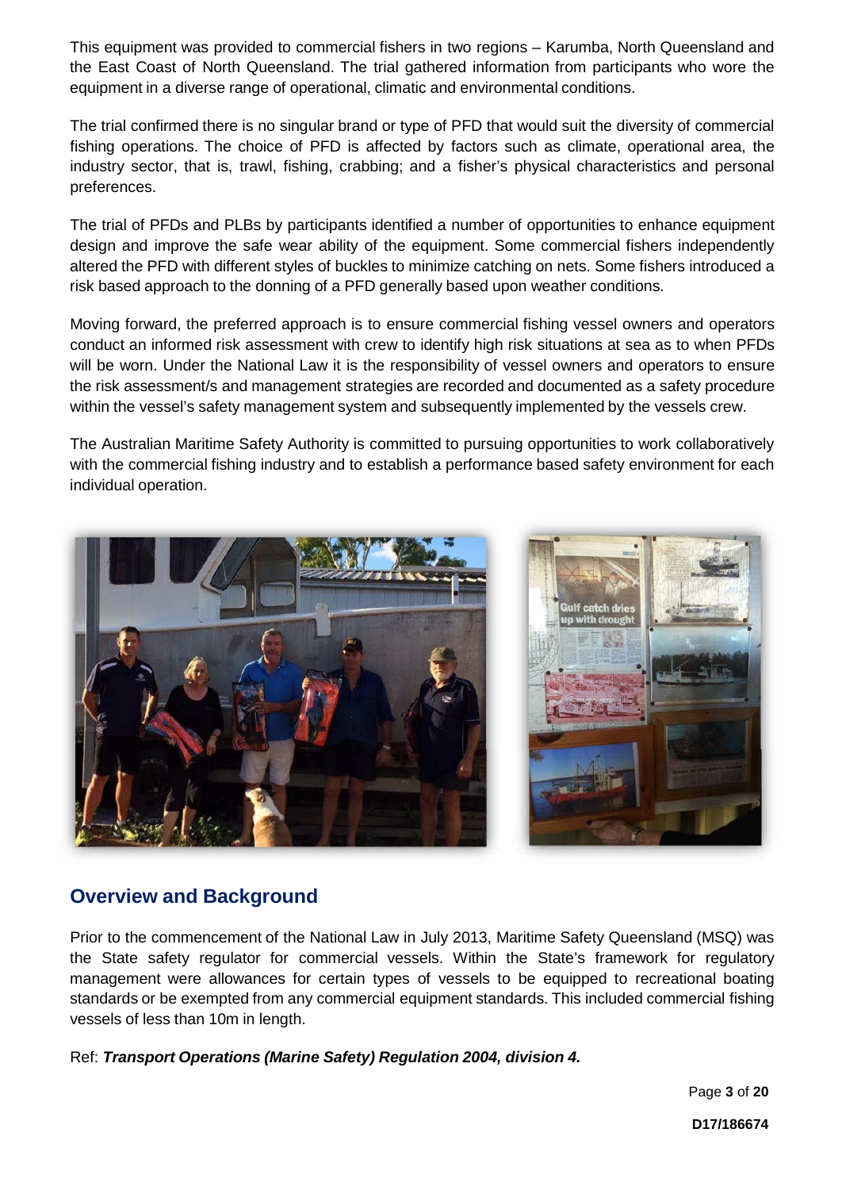This equipment was provided to commercial fishers in two regions – Karumba, North Queensland and the East Coast of North Queensland. The trial gathered information from participants who wore the equipment in a diverse range of operational, climatic and environmental conditions.

The trial confirmed there is no singular brand or type of PFD that would suit the diversity of commercial fishing operations. The choice of PFD is affected by factors such as climate, operational area, the industry sector, that is, trawl, fishing, crabbing; and a fisher's physical characteristics and personal preferences.

The trial of PFDs and PLBs by participants identified a number of opportunities to enhance equipment design and improve the safe wear ability of the equipment. Some commercial fishers independently altered the PFD with different styles of buckles to minimize catching on nets. Some fishers introduced a risk based approach to the donning of a PFD generally based upon weather conditions.

Moving forward, the preferred approach is to ensure commercial fishing vessel owners and operators conduct an informed risk assessment with crew to identify high risk situations at sea as to when PFDs will be worn. Under the National Law it is the responsibility of vessel owners and operators to ensure the risk assessment/s and management strategies are recorded and documented as a safety procedure within the vessel's safety management system and subsequently implemented by the vessels crew.

The Australian Maritime Safety Authority is committed to pursuing opportunities to work collaboratively with the commercial fishing industry and to establish a performance based safety environment for each individual operation.

## Overview and Background

Prior to the commencement of the National Law in July 2013, Maritime Safety Queensland (MSQ) was the State safety regulator for commercial vessels. Within the State's framework for regulatory management were allowances for certain types of vessels to be equipped to recreational boating standards or be exempted from any commercial equipment standards. This included commercial fishing vessels of less than 10m in length.

Ref: ***Transport Operations (Marine Safety) Regulation 2004, division 4.***

D17/186674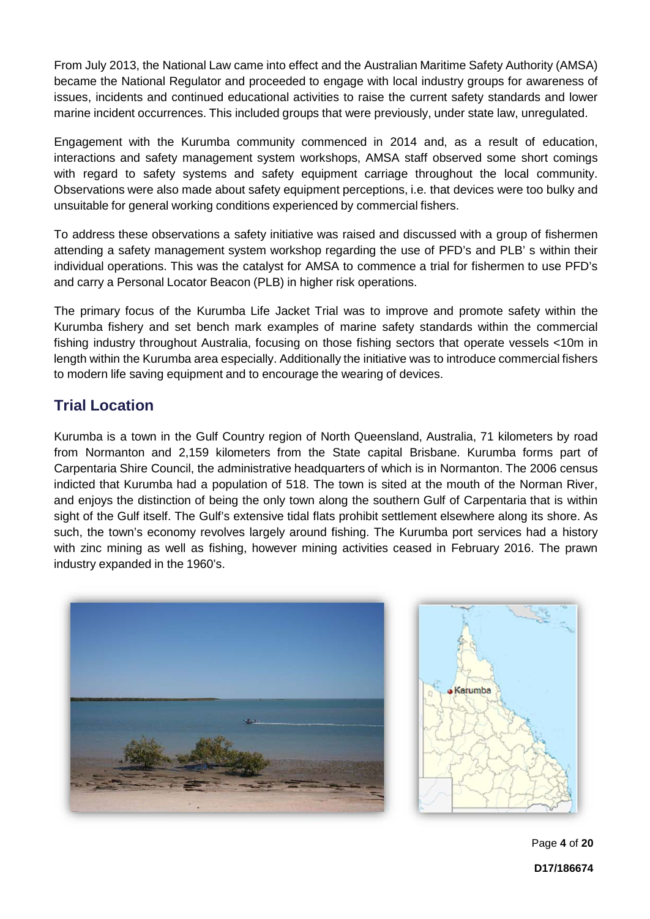From July 2013, the National Law came into effect and the Australian Maritime Safety Authority (AMSA) became the National Regulator and proceeded to engage with local industry groups for awareness of issues, incidents and continued educational activities to raise the current safety standards and lower marine incident occurrences. This included groups that were previously, under state law, unregulated.

Engagement with the Kurumba community commenced in 2014 and, as a result of education, interactions and safety management system workshops, AMSA staff observed some short comings with regard to safety systems and safety equipment carriage throughout the local community. Observations were also made about safety equipment perceptions, i.e. that devices were too bulky and unsuitable for general working conditions experienced by commercial fishers.

To address these observations a safety initiative was raised and discussed with a group of fishermen attending a safety management system workshop regarding the use of PFD's and PLB' s within their individual operations. This was the catalyst for AMSA to commence a trial for fishermen to use PFD's and carry a Personal Locator Beacon (PLB) in higher risk operations.

The primary focus of the Kurumba Life Jacket Trial was to improve and promote safety within the Kurumba fishery and set bench mark examples of marine safety standards within the commercial fishing industry throughout Australia, focusing on those fishing sectors that operate vessels <10m in length within the Kurumba area especially. Additionally the initiative was to introduce commercial fishers to modern life saving equipment and to encourage the wearing of devices.

## Trial Location

Kurumba is a town in the Gulf Country region of North Queensland, Australia, 71 kilometers by road from Normanton and 2,159 kilometers from the State capital Brisbane. Kurumba forms part of Carpentaria Shire Council, the administrative headquarters of which is in Normanton. The 2006 census indicted that Kurumba had a population of 518. The town is sited at the mouth of the Norman River, and enjoys the distinction of being the only town along the southern Gulf of Carpentaria that is within sight of the Gulf itself. The Gulf's extensive tidal flats prohibit settlement elsewhere along its shore. As such, the town's economy revolves largely around fishing. The Kurumba port services had a history with zinc mining as well as fishing, however mining activities ceased in February 2016. The prawn industry expanded in the 1960's.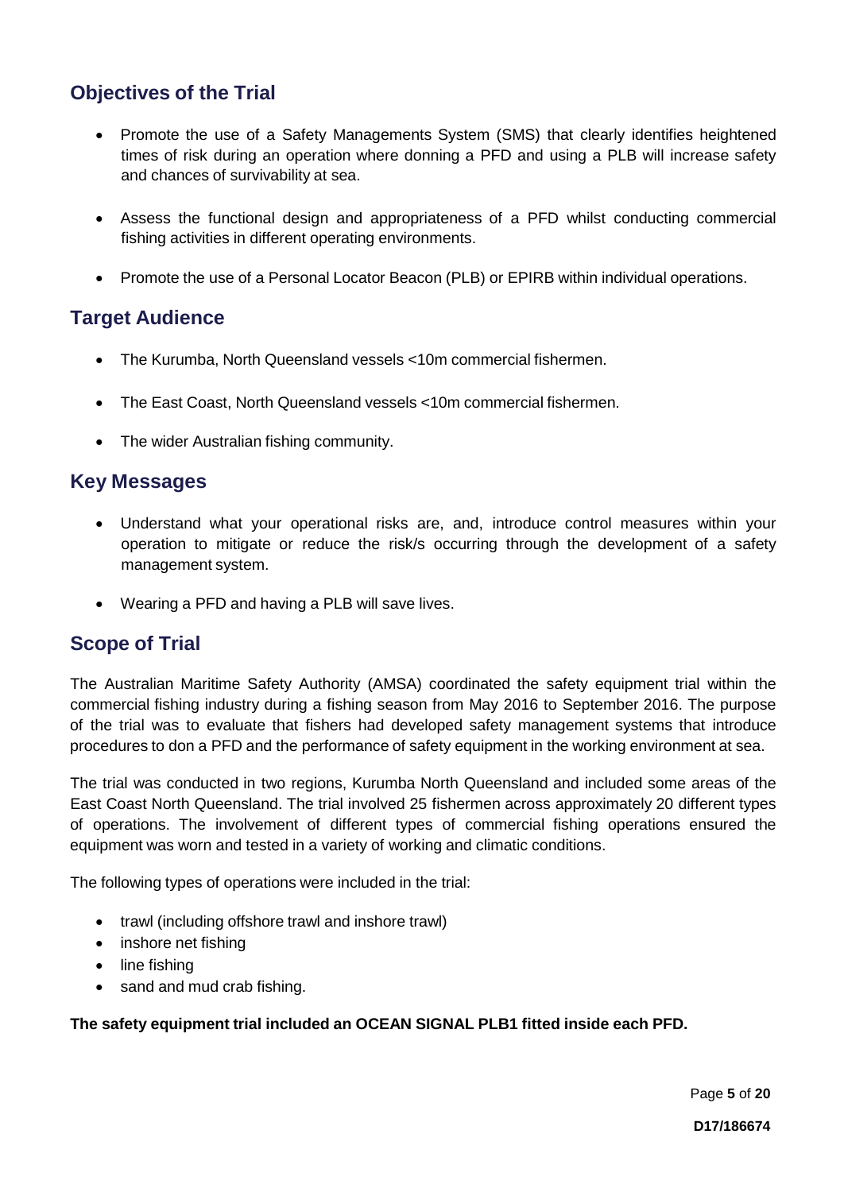## Objectives of the Trial

- Promote the use of a Safety Managements System (SMS) that clearly identifies heightened times of risk during an operation where donning a PFD and using a PLB will increase safety and chances of survivability at sea.
- Assess the functional design and appropriateness of a PFD whilst conducting commercial fishing activities in different operating environments.
- Promote the use of a Personal Locator Beacon (PLB) or EPIRB within individual operations.

## Target Audience

- The Kurumba, North Queensland vessels <10m commercial fishermen.
- The East Coast, North Queensland vessels <10m commercial fishermen.
- The wider Australian fishing community.

## Key Messages

- Understand what your operational risks are, and, introduce control measures within your operation to mitigate or reduce the risk/s occurring through the development of a safety management system.
- Wearing a PFD and having a PLB will save lives.

## Scope of Trial

The Australian Maritime Safety Authority (AMSA) coordinated the safety equipment trial within the commercial fishing industry during a fishing season from May 2016 to September 2016. The purpose of the trial was to evaluate that fishers had developed safety management systems that introduce procedures to don a PFD and the performance of safety equipment in the working environment at sea.

The trial was conducted in two regions, Kurumba North Queensland and included some areas of the East Coast North Queensland. The trial involved 25 fishermen across approximately 20 different types of operations. The involvement of different types of commercial fishing operations ensured the equipment was worn and tested in a variety of working and climatic conditions.

The following types of operations were included in the trial:

- trawl (including offshore trawl and inshore trawl)
- inshore net fishing
- line fishing
- sand and mud crab fishing.

**The safety equipment trial included an OCEAN SIGNAL PLB1 fitted inside each PFD.**

**D17/186674**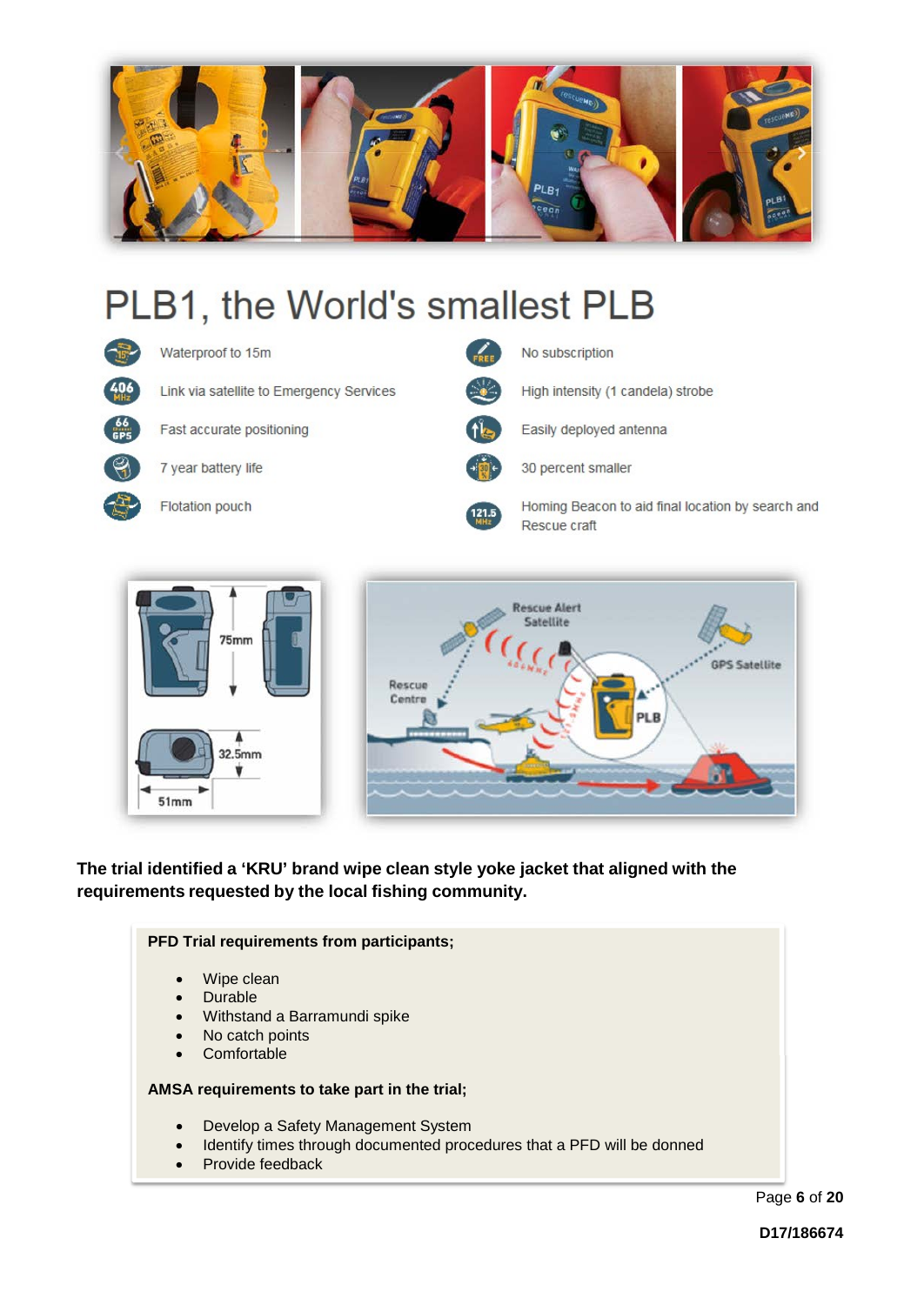# PLB1, the World's smallest PLB

- Waterproof to 15m
- Link via satellite to Emergency Services
- Fast accurate positioning
- 7 year battery life
- Flotation pouch
- No subscription
- High intensity (1 candela) strobe
- Easily deployed antenna
- 30 percent smaller
- Homing Beacon to aid final location by search and Rescue craft

**The trial identified a 'KRU' brand wipe clean style yoke jacket that aligned with the requirements requested by the local fishing community.**

**PFD Trial requirements from participants;**

- Wipe clean
- Durable
- Withstand a Barramundi spike
- No catch points
- Comfortable

**AMSA requirements to take part in the trial;**

- Develop a Safety Management System
- Identify times through documented procedures that a PFD will be donned
- Provide feedback

**D17/186674**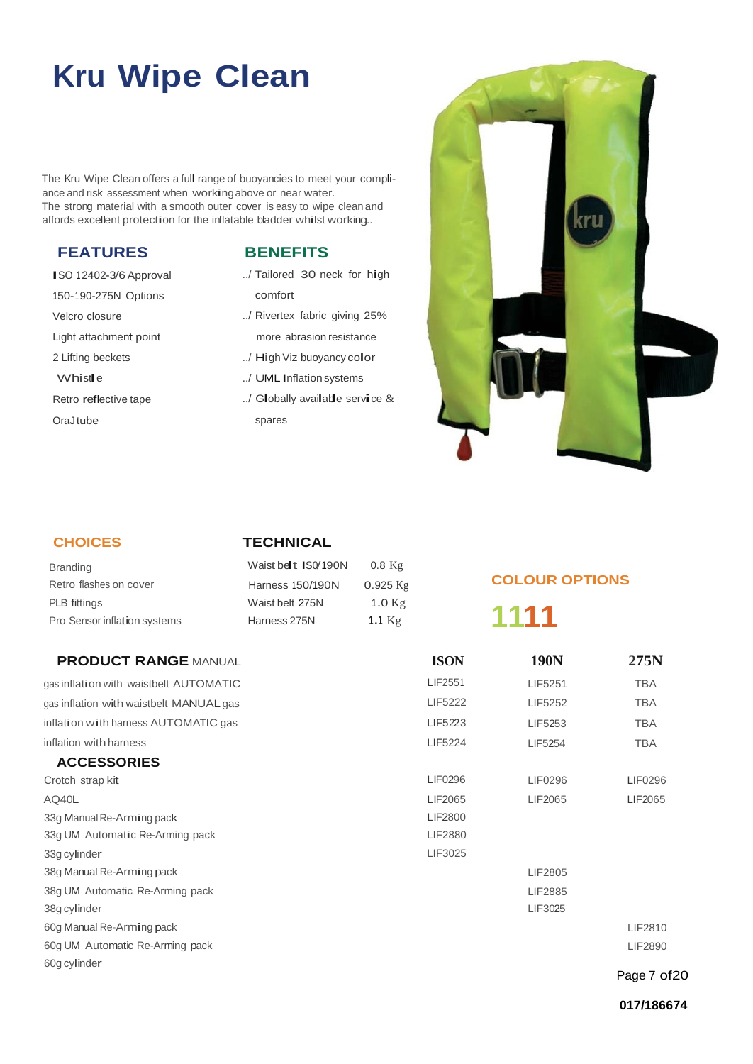# Kru Wipe Clean

The Kru Wipe Clean offers a full range of buoyancies to meet your compliance and risk assessment when working above or near water.
The strong material with a smooth outer cover is easy to wipe clean and affords excellent protection for the inflatable bladder whilst working..

## FEATURES

ISO 12402-3/6 Approval
150-190-275N Options
Velcro closure
Light attachment point
2 Lifting beckets
Whistle
Retro reflective tape
OraJ tube

## BENEFITS

../ Tailored 30 neck for high comfort
../ Rivertex fabric giving 25% more abrasion resistance
../ High Viz buoyancy color
../ UML Inflation systems
../ Globally available service & spares

## CHOICES

Branding
Retro flashes on cover
PLB fittings
Pro Sensor inflation systems

## TECHNICAL

| | |
|---|---|
| Waist belt IS0/190N | 0.8 Kg |
| Harness 150/190N | 0.925 Kg |
| Waist belt 275N | 1.0 Kg |
| Harness 275N | 1.1 Kg |

## COLOUR OPTIONS

1111

## PRODUCT RANGE MANUAL

| | ISON | 190N | 275N |
|---|---|---|---|
| gas inflation with waistbelt AUTOMATIC | LIF2551 | LIF5251 | TBA |
| gas inflation with waistbelt MANUAL gas | LIF5222 | LIF5252 | TBA |
| inflation with harness AUTOMATIC gas | LIF5223 | LIF5253 | TBA |
| inflation with harness | LIF5224 | LIF5254 | TBA |
| **ACCESSORIES** | | | |
| Crotch strap kit | LIF0296 | LIF0296 | LIF0296 |
| AQ40L | LIF2065 | LIF2065 | LIF2065 |
| 33g Manual Re-Arming pack | LIF2800 | | |
| 33g UM Automatic Re-Arming pack | LIF2880 | | |
| 33g cylinder | LIF3025 | | |
| 38g Manual Re-Arming pack | | LIF2805 | |
| 38g UM Automatic Re-Arming pack | | LIF2885 | |
| 38g cylinder | | LIF3025 | |
| 60g Manual Re-Arming pack | | | LIF2810 |
| 60g UM Automatic Re-Arming pack | | | LIF2890 |
| 60g cylinder | | | |

017/186674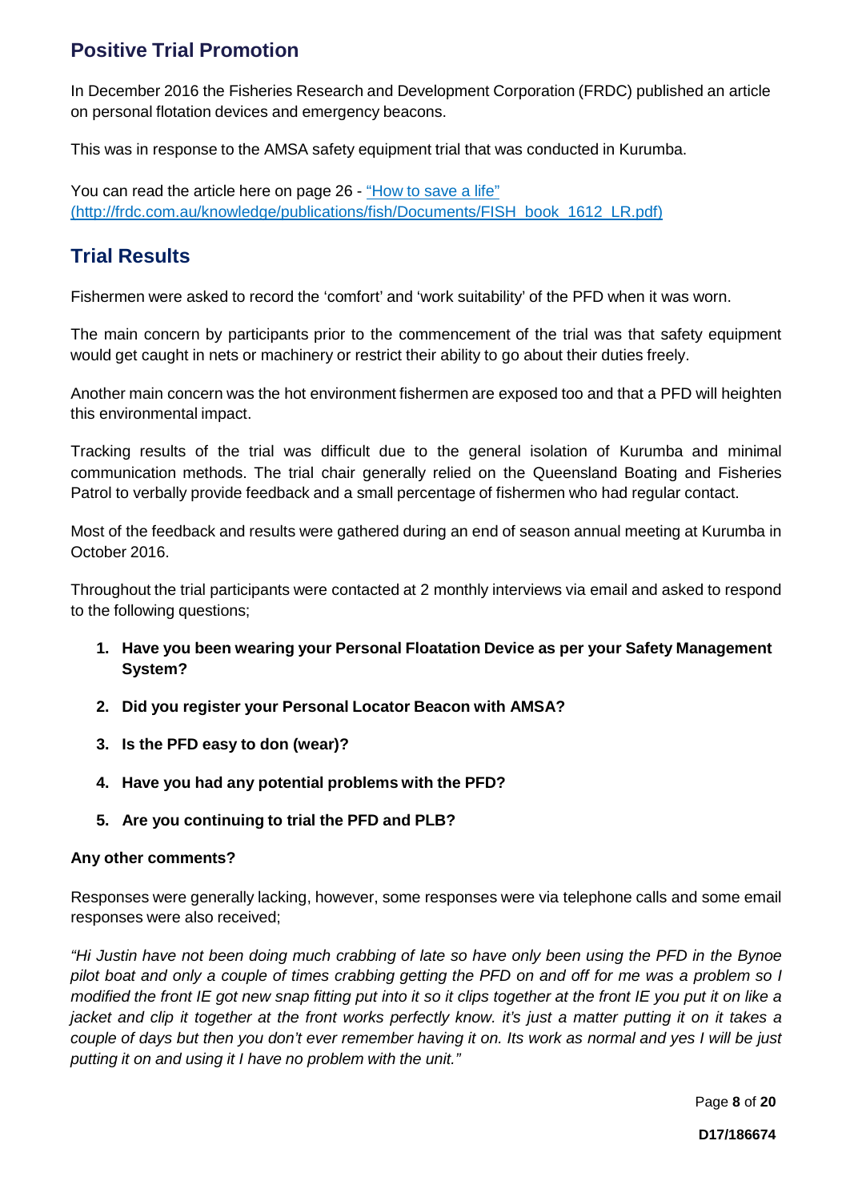## Positive Trial Promotion

In December 2016 the Fisheries Research and Development Corporation (FRDC) published an article on personal flotation devices and emergency beacons.

This was in response to the AMSA safety equipment trial that was conducted in Kurumba.

You can read the article here on page 26 - ["How to save a life" (http://frdc.com.au/knowledge/publications/fish/Documents/FISH_book_1612_LR.pdf)](http://frdc.com.au/knowledge/publications/fish/Documents/FISH_book_1612_LR.pdf)

## Trial Results

Fishermen were asked to record the 'comfort' and 'work suitability' of the PFD when it was worn.

The main concern by participants prior to the commencement of the trial was that safety equipment would get caught in nets or machinery or restrict their ability to go about their duties freely.

Another main concern was the hot environment fishermen are exposed too and that a PFD will heighten this environmental impact.

Tracking results of the trial was difficult due to the general isolation of Kurumba and minimal communication methods. The trial chair generally relied on the Queensland Boating and Fisheries Patrol to verbally provide feedback and a small percentage of fishermen who had regular contact.

Most of the feedback and results were gathered during an end of season annual meeting at Kurumba in October 2016.

Throughout the trial participants were contacted at 2 monthly interviews via email and asked to respond to the following questions;

1. **Have you been wearing your Personal Floatation Device as per your Safety Management System?**
2. **Did you register your Personal Locator Beacon with AMSA?**
3. **Is the PFD easy to don (wear)?**
4. **Have you had any potential problems with the PFD?**
5. **Are you continuing to trial the PFD and PLB?**

**Any other comments?**

Responses were generally lacking, however, some responses were via telephone calls and some email responses were also received;

*"Hi Justin have not been doing much crabbing of late so have only been using the PFD in the Bynoe pilot boat and only a couple of times crabbing getting the PFD on and off for me was a problem so I modified the front IE got new snap fitting put into it so it clips together at the front IE you put it on like a jacket and clip it together at the front works perfectly know. it's just a matter putting it on it takes a couple of days but then you don't ever remember having it on. Its work as normal and yes I will be just putting it on and using it I have no problem with the unit."*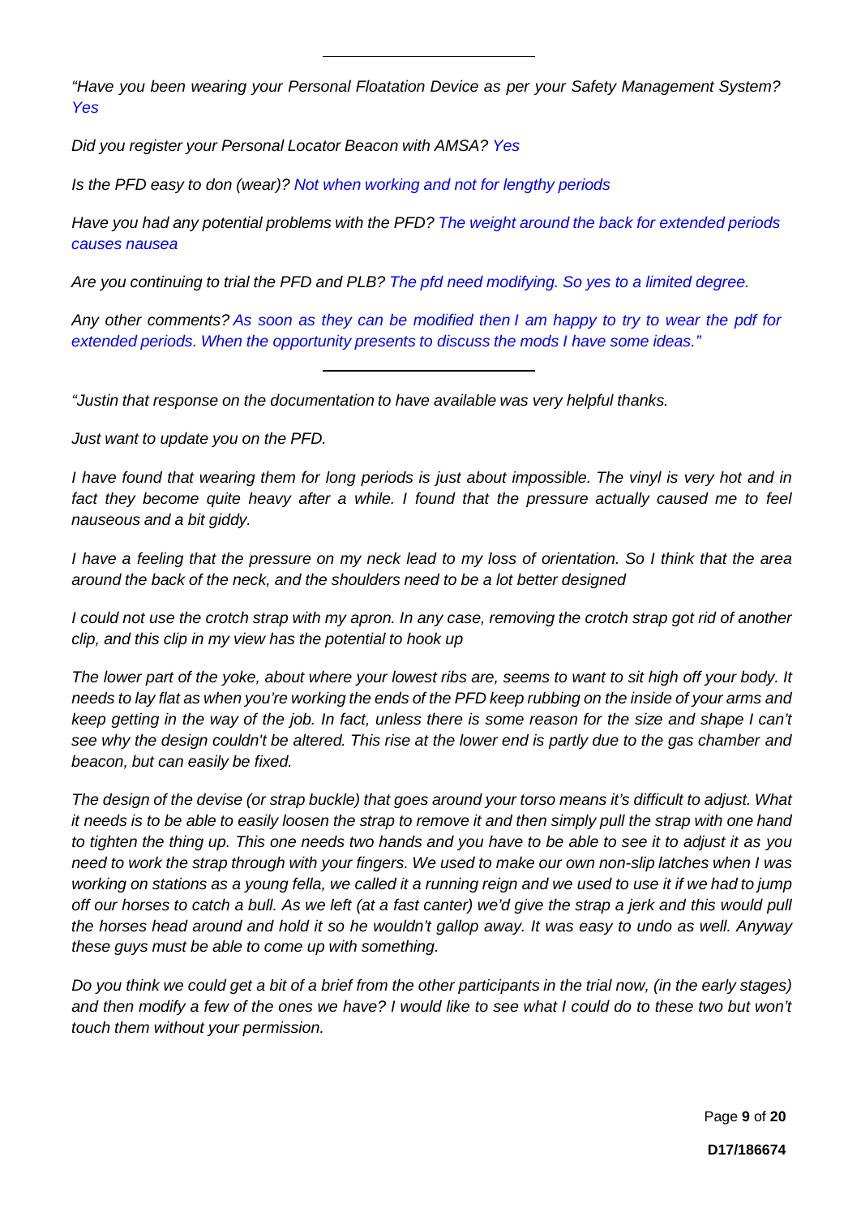---

*"Have you been wearing your Personal Floatation Device as per your Safety Management System?* Yes

*Did you register your Personal Locator Beacon with AMSA?* Yes

*Is the PFD easy to don (wear)?* Not when working and not for lengthy periods

*Have you had any potential problems with the PFD?* The weight around the back for extended periods causes nausea

*Are you continuing to trial the PFD and PLB?* The pfd need modifying. So yes to a limited degree.

*Any other comments?* As soon as they can be modified then I am happy to try to wear the pdf for extended periods. When the opportunity presents to discuss the mods I have some ideas.*"*

---

*"Justin that response on the documentation to have available was very helpful thanks.*

*Just want to update you on the PFD.*

*I have found that wearing them for long periods is just about impossible. The vinyl is very hot and in fact they become quite heavy after a while. I found that the pressure actually caused me to feel nauseous and a bit giddy.*

*I have a feeling that the pressure on my neck lead to my loss of orientation. So I think that the area around the back of the neck, and the shoulders need to be a lot better designed*

*I could not use the crotch strap with my apron. In any case, removing the crotch strap got rid of another clip, and this clip in my view has the potential to hook up*

*The lower part of the yoke, about where your lowest ribs are, seems to want to sit high off your body. It needs to lay flat as when you're working the ends of the PFD keep rubbing on the inside of your arms and keep getting in the way of the job. In fact, unless there is some reason for the size and shape I can't see why the design couldn't be altered. This rise at the lower end is partly due to the gas chamber and beacon, but can easily be fixed.*

*The design of the devise (or strap buckle) that goes around your torso means it's difficult to adjust. What it needs is to be able to easily loosen the strap to remove it and then simply pull the strap with one hand to tighten the thing up. This one needs two hands and you have to be able to see it to adjust it as you need to work the strap through with your fingers. We used to make our own non-slip latches when I was working on stations as a young fella, we called it a running reign and we used to use it if we had to jump off our horses to catch a bull. As we left (at a fast canter) we'd give the strap a jerk and this would pull the horses head around and hold it so he wouldn't gallop away. It was easy to undo as well. Anyway these guys must be able to come up with something.*

*Do you think we could get a bit of a brief from the other participants in the trial now, (in the early stages) and then modify a few of the ones we have? I would like to see what I could do to these two but won't touch them without your permission.*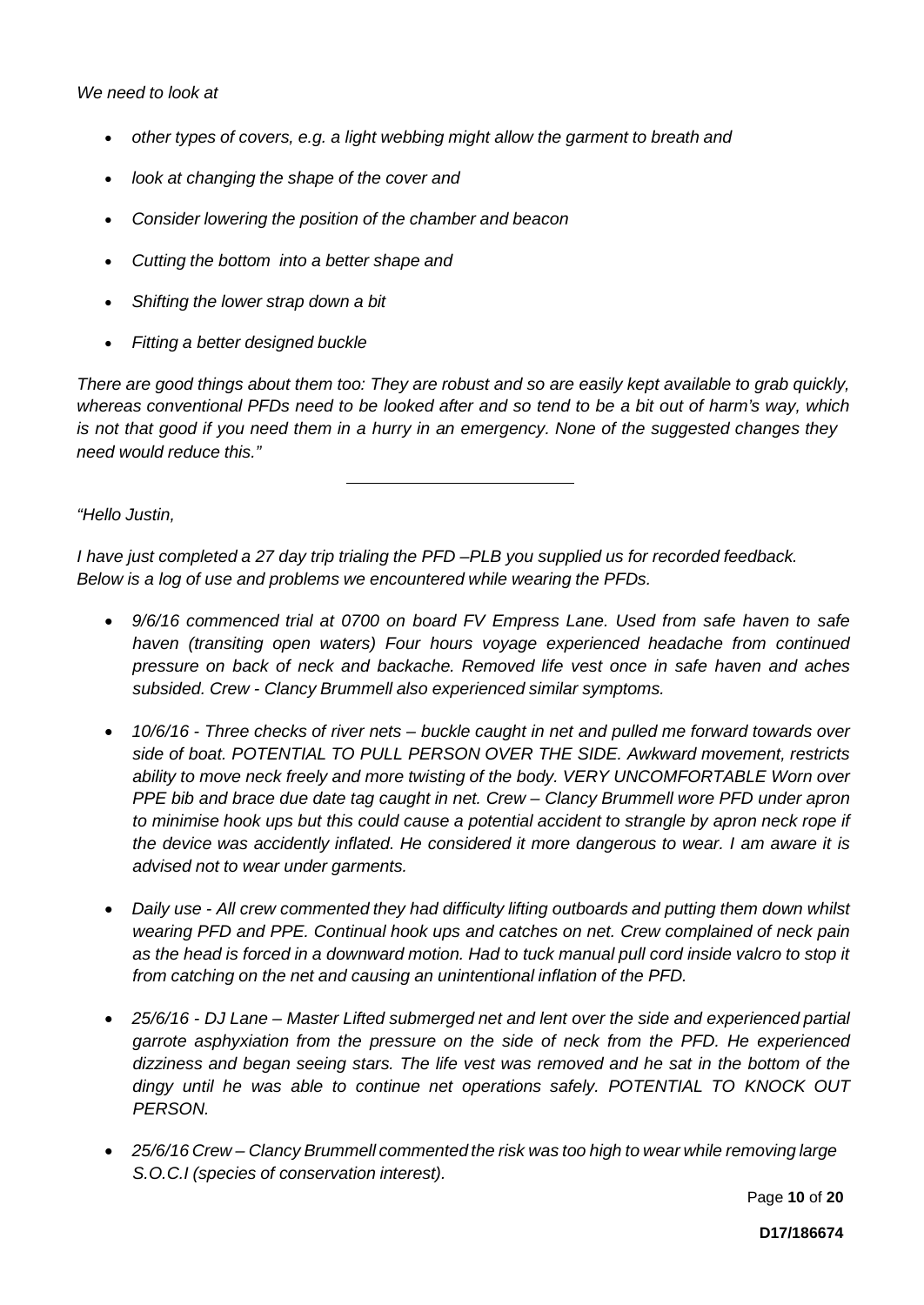*We need to look at*

- *other types of covers, e.g. a light webbing might allow the garment to breath and*
- *look at changing the shape of the cover and*
- *Consider lowering the position of the chamber and beacon*
- *Cutting the bottom into a better shape and*
- *Shifting the lower strap down a bit*
- *Fitting a better designed buckle*

*There are good things about them too: They are robust and so are easily kept available to grab quickly, whereas conventional PFDs need to be looked after and so tend to be a bit out of harm's way, which is not that good if you need them in a hurry in an emergency. None of the suggested changes they need would reduce this."*

---

*"Hello Justin,*

*I have just completed a 27 day trip trialing the PFD –PLB you supplied us for recorded feedback. Below is a log of use and problems we encountered while wearing the PFDs.*

- *9/6/16 commenced trial at 0700 on board FV Empress Lane. Used from safe haven to safe haven (transiting open waters) Four hours voyage experienced headache from continued pressure on back of neck and backache. Removed life vest once in safe haven and aches subsided. Crew - Clancy Brummell also experienced similar symptoms.*
- *10/6/16 - Three checks of river nets – buckle caught in net and pulled me forward towards over side of boat. POTENTIAL TO PULL PERSON OVER THE SIDE. Awkward movement, restricts ability to move neck freely and more twisting of the body. VERY UNCOMFORTABLE Worn over PPE bib and brace due date tag caught in net. Crew – Clancy Brummell wore PFD under apron to minimise hook ups but this could cause a potential accident to strangle by apron neck rope if the device was accidently inflated. He considered it more dangerous to wear. I am aware it is advised not to wear under garments.*
- *Daily use - All crew commented they had difficulty lifting outboards and putting them down whilst wearing PFD and PPE. Continual hook ups and catches on net. Crew complained of neck pain as the head is forced in a downward motion. Had to tuck manual pull cord inside valcro to stop it from catching on the net and causing an unintentional inflation of the PFD.*
- *25/6/16 - DJ Lane – Master Lifted submerged net and lent over the side and experienced partial garrote asphyxiation from the pressure on the side of neck from the PFD. He experienced dizziness and began seeing stars. The life vest was removed and he sat in the bottom of the dingy until he was able to continue net operations safely. POTENTIAL TO KNOCK OUT PERSON.*
- *25/6/16 Crew – Clancy Brummell commented the risk was too high to wear while removing large S.O.C.I (species of conservation interest).*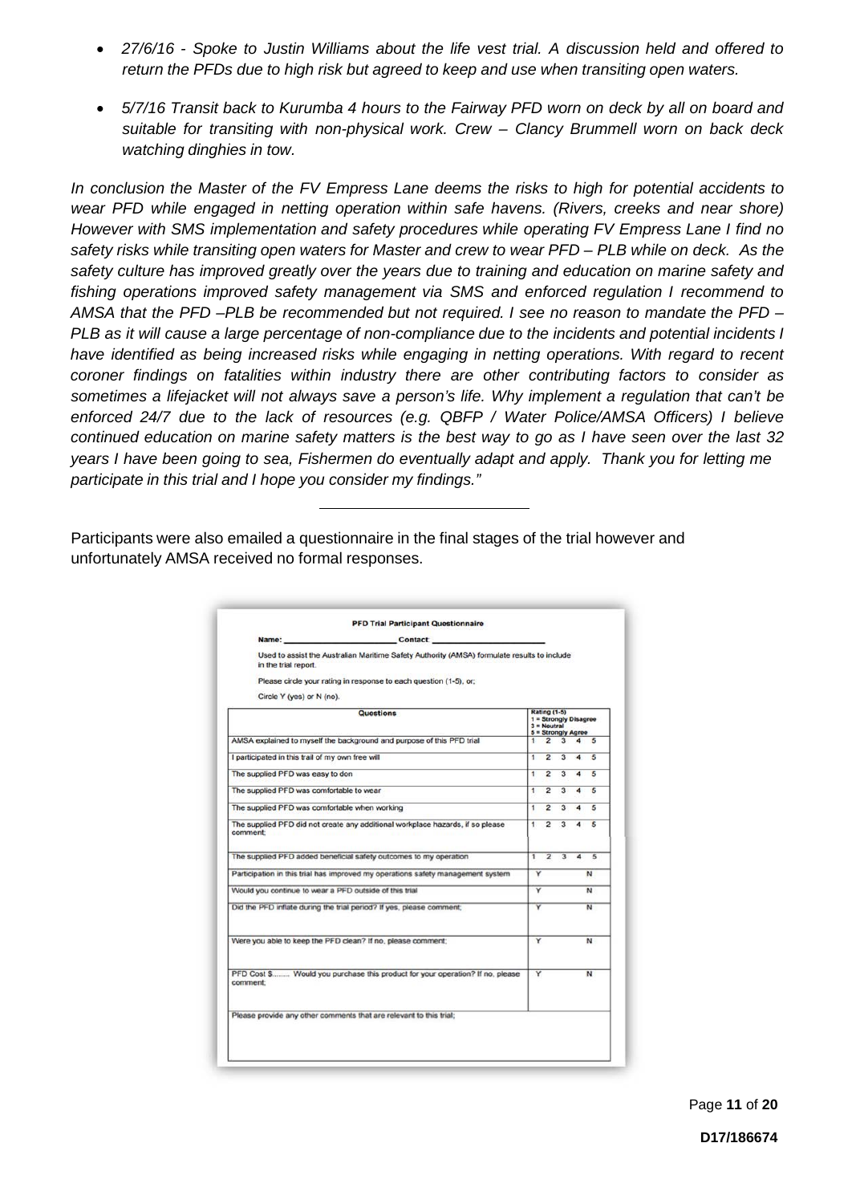- *27/6/16 - Spoke to Justin Williams about the life vest trial. A discussion held and offered to return the PFDs due to high risk but agreed to keep and use when transiting open waters.*
- *5/7/16 Transit back to Kurumba 4 hours to the Fairway PFD worn on deck by all on board and suitable for transiting with non-physical work. Crew – Clancy Brummell worn on back deck watching dinghies in tow.*

*In conclusion the Master of the FV Empress Lane deems the risks to high for potential accidents to wear PFD while engaged in netting operation within safe havens. (Rivers, creeks and near shore) However with SMS implementation and safety procedures while operating FV Empress Lane I find no safety risks while transiting open waters for Master and crew to wear PFD – PLB while on deck. As the safety culture has improved greatly over the years due to training and education on marine safety and fishing operations improved safety management via SMS and enforced regulation I recommend to AMSA that the PFD –PLB be recommended but not required. I see no reason to mandate the PFD – PLB as it will cause a large percentage of non-compliance due to the incidents and potential incidents I have identified as being increased risks while engaging in netting operations. With regard to recent coroner findings on fatalities within industry there are other contributing factors to consider as sometimes a lifejacket will not always save a person's life. Why implement a regulation that can't be enforced 24/7 due to the lack of resources (e.g. QBFP / Water Police/AMSA Officers) I believe continued education on marine safety matters is the best way to go as I have seen over the last 32 years I have been going to sea, Fishermen do eventually adapt and apply. Thank you for letting me participate in this trial and I hope you consider my findings."*

---

Participants were also emailed a questionnaire in the final stages of the trial however and unfortunately AMSA received no formal responses.

**PFD Trial Participant Questionnaire**

Name: ______________________ Contact: ______________________

Used to assist the Australian Maritime Safety Authority (AMSA) formulate results to include in the trial report.

Please circle your rating in response to each question (1-5), or;

Circle Y (yes) or N (no).

| Questions | Rating (1-5) 1 = Strongly Disagree 3 = Neutral 5 = Strongly Agree |
|---|---|
| AMSA explained to myself the background and purpose of this PFD trial | 1 2 3 4 5 |
| I participated in this trail of my own free will | 1 2 3 4 5 |
| The supplied PFD was easy to don | 1 2 3 4 5 |
| The supplied PFD was comfortable to wear | 1 2 3 4 5 |
| The supplied PFD was comfortable when working | 1 2 3 4 5 |
| The supplied PFD did not create any additional workplace hazards, if so please comment; | 1 2 3 4 5 |
| The supplied PFD added beneficial safety outcomes to my operation | 1 2 3 4 5 |
| Participation in this trial has improved my operations safety management system | Y N |
| Would you continue to wear a PFD outside of this trial | Y N |
| Did the PFD inflate during the trial period? If yes, please comment; | Y N |
| Were you able to keep the PFD clean? If no, please comment; | Y N |
| PFD Cost $........ Would you purchase this product for your operation? If no, please comment; | Y N |
| Please provide any other comments that are relevant to this trial; | |

D17/186674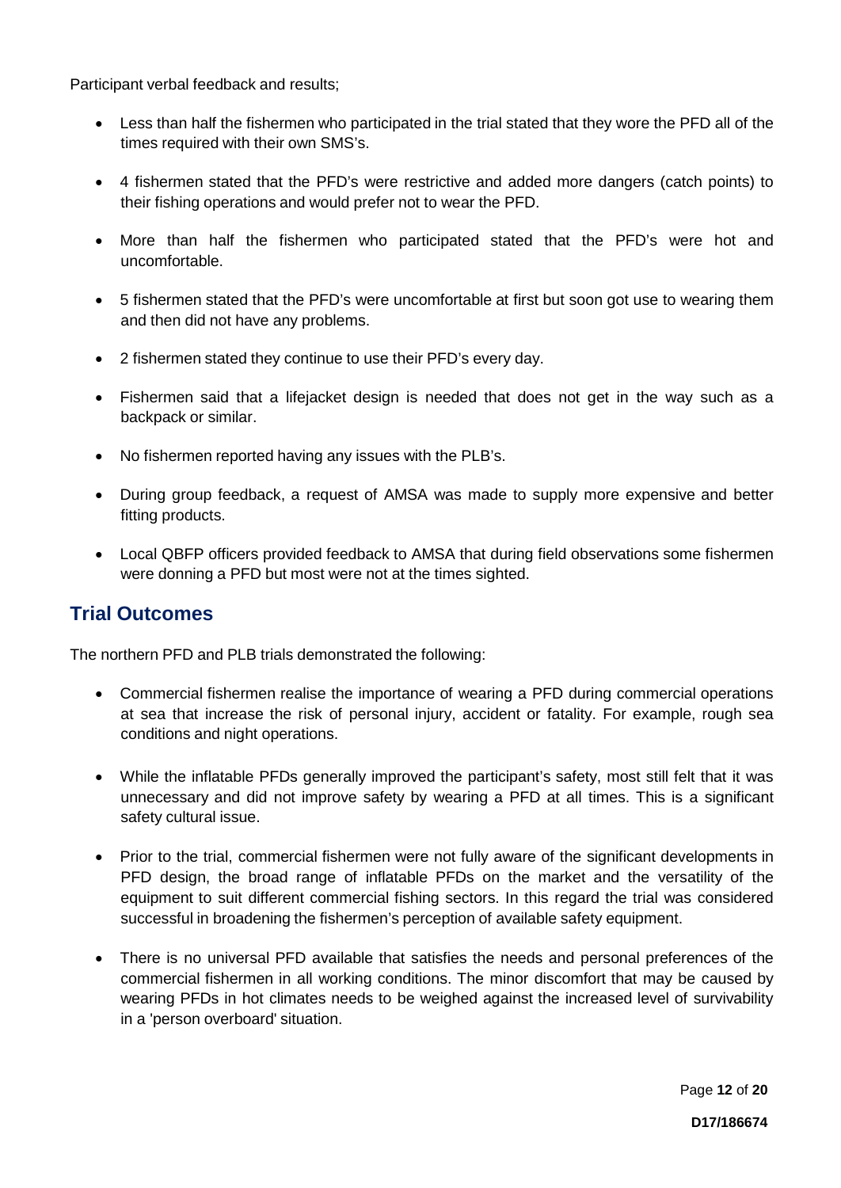Participant verbal feedback and results;

- Less than half the fishermen who participated in the trial stated that they wore the PFD all of the times required with their own SMS's.
- 4 fishermen stated that the PFD's were restrictive and added more dangers (catch points) to their fishing operations and would prefer not to wear the PFD.
- More than half the fishermen who participated stated that the PFD's were hot and uncomfortable.
- 5 fishermen stated that the PFD's were uncomfortable at first but soon got use to wearing them and then did not have any problems.
- 2 fishermen stated they continue to use their PFD's every day.
- Fishermen said that a lifejacket design is needed that does not get in the way such as a backpack or similar.
- No fishermen reported having any issues with the PLB's.
- During group feedback, a request of AMSA was made to supply more expensive and better fitting products.
- Local QBFP officers provided feedback to AMSA that during field observations some fishermen were donning a PFD but most were not at the times sighted.

## Trial Outcomes

The northern PFD and PLB trials demonstrated the following:

- Commercial fishermen realise the importance of wearing a PFD during commercial operations at sea that increase the risk of personal injury, accident or fatality. For example, rough sea conditions and night operations.
- While the inflatable PFDs generally improved the participant's safety, most still felt that it was unnecessary and did not improve safety by wearing a PFD at all times. This is a significant safety cultural issue.
- Prior to the trial, commercial fishermen were not fully aware of the significant developments in PFD design, the broad range of inflatable PFDs on the market and the versatility of the equipment to suit different commercial fishing sectors. In this regard the trial was considered successful in broadening the fishermen's perception of available safety equipment.
- There is no universal PFD available that satisfies the needs and personal preferences of the commercial fishermen in all working conditions. The minor discomfort that may be caused by wearing PFDs in hot climates needs to be weighed against the increased level of survivability in a 'person overboard' situation.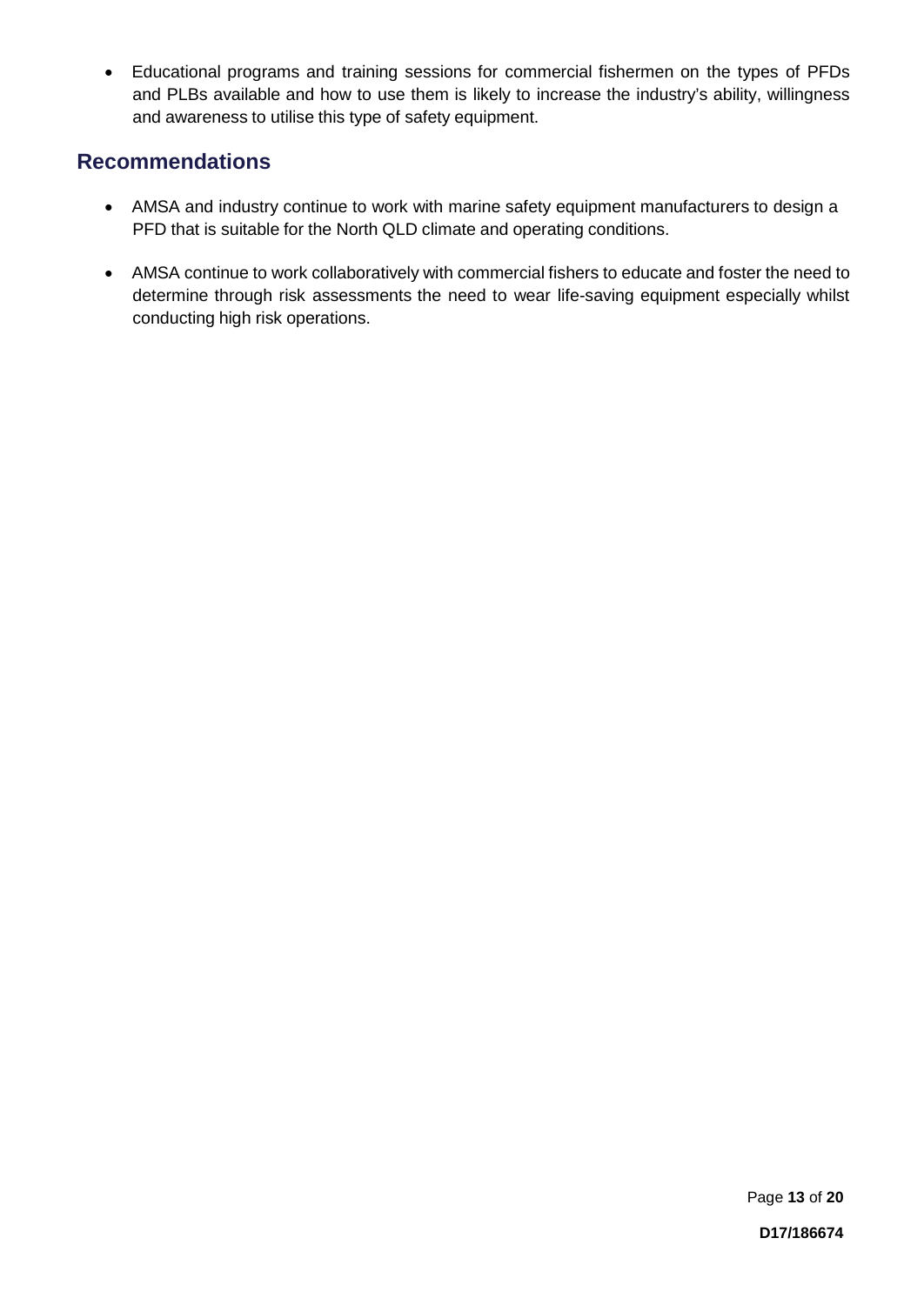- Educational programs and training sessions for commercial fishermen on the types of PFDs and PLBs available and how to use them is likely to increase the industry's ability, willingness and awareness to utilise this type of safety equipment.

## Recommendations

- AMSA and industry continue to work with marine safety equipment manufacturers to design a PFD that is suitable for the North QLD climate and operating conditions.
- AMSA continue to work collaboratively with commercial fishers to educate and foster the need to determine through risk assessments the need to wear life-saving equipment especially whilst conducting high risk operations.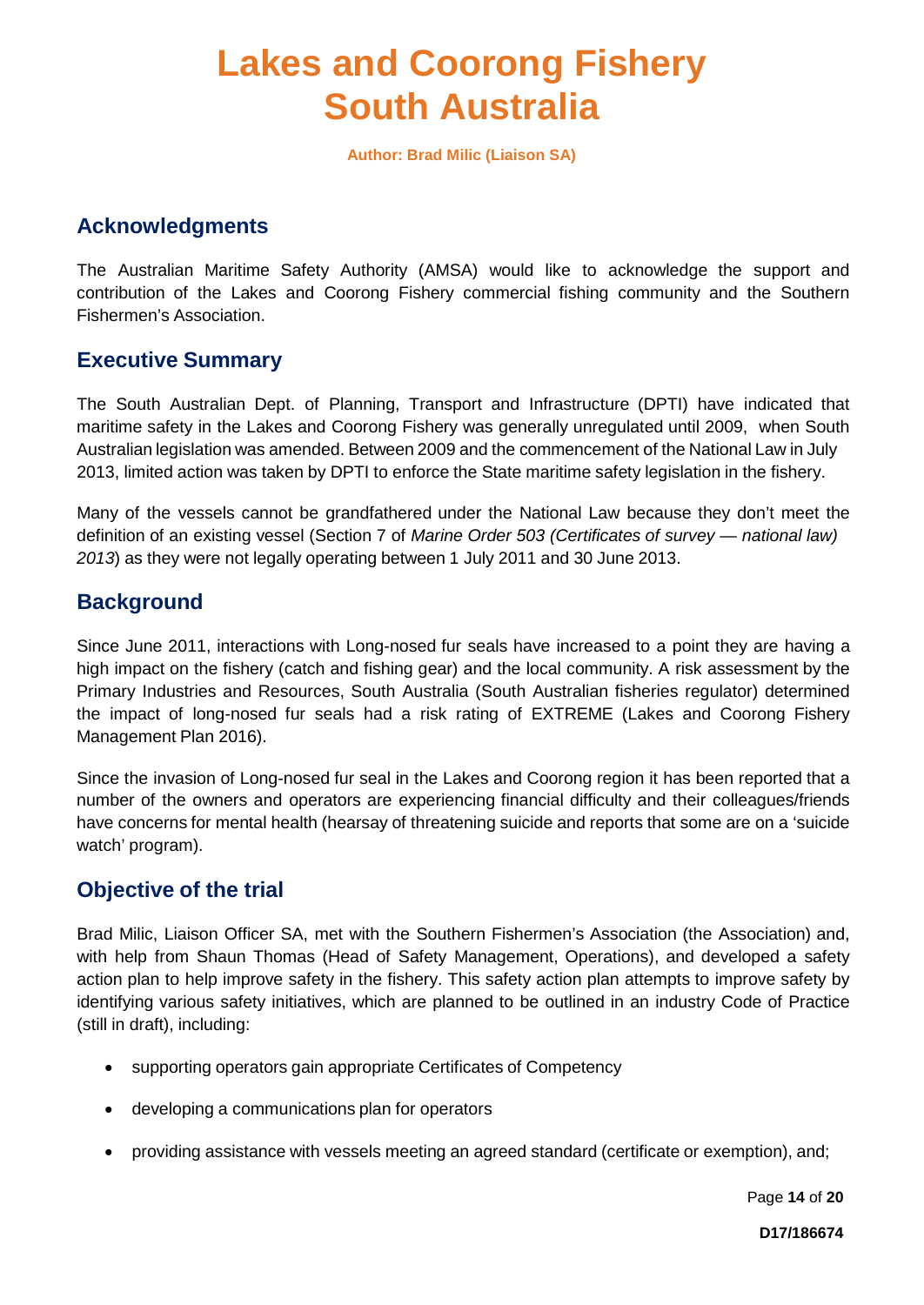# Lakes and Coorong Fishery South Australia

**Author: Brad Milic (Liaison SA)**

## Acknowledgments

The Australian Maritime Safety Authority (AMSA) would like to acknowledge the support and contribution of the Lakes and Coorong Fishery commercial fishing community and the Southern Fishermen's Association.

## Executive Summary

The South Australian Dept. of Planning, Transport and Infrastructure (DPTI) have indicated that maritime safety in the Lakes and Coorong Fishery was generally unregulated until 2009, when South Australian legislation was amended. Between 2009 and the commencement of the National Law in July 2013, limited action was taken by DPTI to enforce the State maritime safety legislation in the fishery.

Many of the vessels cannot be grandfathered under the National Law because they don't meet the definition of an existing vessel (Section 7 of *Marine Order 503 (Certificates of survey — national law) 2013*) as they were not legally operating between 1 July 2011 and 30 June 2013.

## Background

Since June 2011, interactions with Long-nosed fur seals have increased to a point they are having a high impact on the fishery (catch and fishing gear) and the local community. A risk assessment by the Primary Industries and Resources, South Australia (South Australian fisheries regulator) determined the impact of long-nosed fur seals had a risk rating of EXTREME (Lakes and Coorong Fishery Management Plan 2016).

Since the invasion of Long-nosed fur seal in the Lakes and Coorong region it has been reported that a number of the owners and operators are experiencing financial difficulty and their colleagues/friends have concerns for mental health (hearsay of threatening suicide and reports that some are on a 'suicide watch' program).

## Objective of the trial

Brad Milic, Liaison Officer SA, met with the Southern Fishermen's Association (the Association) and, with help from Shaun Thomas (Head of Safety Management, Operations), and developed a safety action plan to help improve safety in the fishery. This safety action plan attempts to improve safety by identifying various safety initiatives, which are planned to be outlined in an industry Code of Practice (still in draft), including:

- supporting operators gain appropriate Certificates of Competency
- developing a communications plan for operators
- providing assistance with vessels meeting an agreed standard (certificate or exemption), and;

D17/186674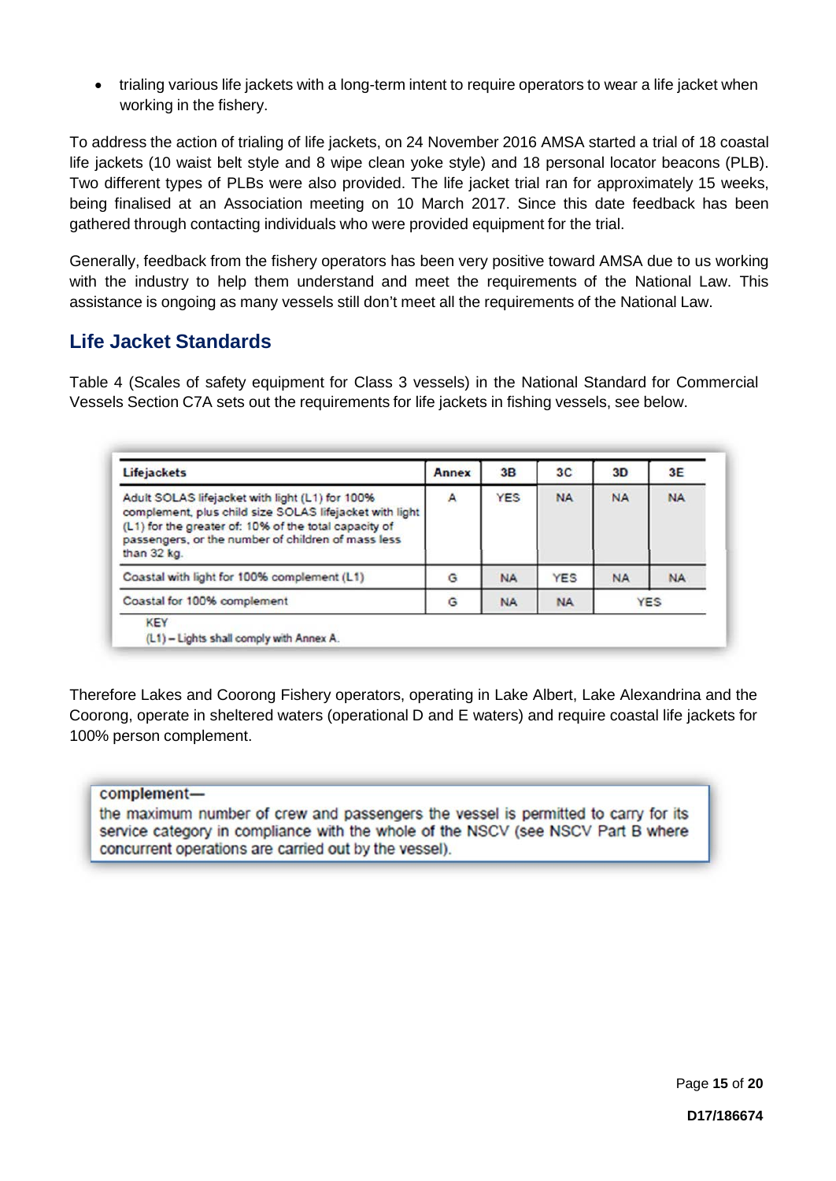- trialing various life jackets with a long-term intent to require operators to wear a life jacket when working in the fishery.

To address the action of trialing of life jackets, on 24 November 2016 AMSA started a trial of 18 coastal life jackets (10 waist belt style and 8 wipe clean yoke style) and 18 personal locator beacons (PLB). Two different types of PLBs were also provided. The life jacket trial ran for approximately 15 weeks, being finalised at an Association meeting on 10 March 2017. Since this date feedback has been gathered through contacting individuals who were provided equipment for the trial.

Generally, feedback from the fishery operators has been very positive toward AMSA due to us working with the industry to help them understand and meet the requirements of the National Law. This assistance is ongoing as many vessels still don't meet all the requirements of the National Law.

## Life Jacket Standards

Table 4 (Scales of safety equipment for Class 3 vessels) in the National Standard for Commercial Vessels Section C7A sets out the requirements for life jackets in fishing vessels, see below.

| Lifejackets | Annex | 3B | 3C | 3D | 3E |
|---|---|---|---|---|---|
| Adult SOLAS lifejacket with light (L1) for 100% complement, plus child size SOLAS lifejacket with light (L1) for the greater of: 10% of the total capacity of passengers, or the number of children of mass less than 32 kg. | A | YES | NA | NA | NA |
| Coastal with light for 100% complement (L1) | G | NA | YES | NA | NA |
| Coastal for 100% complement | G | NA | NA | YES | |

KEY
(L1) – Lights shall comply with Annex A.

Therefore Lakes and Coorong Fishery operators, operating in Lake Albert, Lake Alexandrina and the Coorong, operate in sheltered waters (operational D and E waters) and require coastal life jackets for 100% person complement.

> **complement—**
> the maximum number of crew and passengers the vessel is permitted to carry for its service category in compliance with the whole of the NSCV (see NSCV Part B where concurrent operations are carried out by the vessel).

D17/186674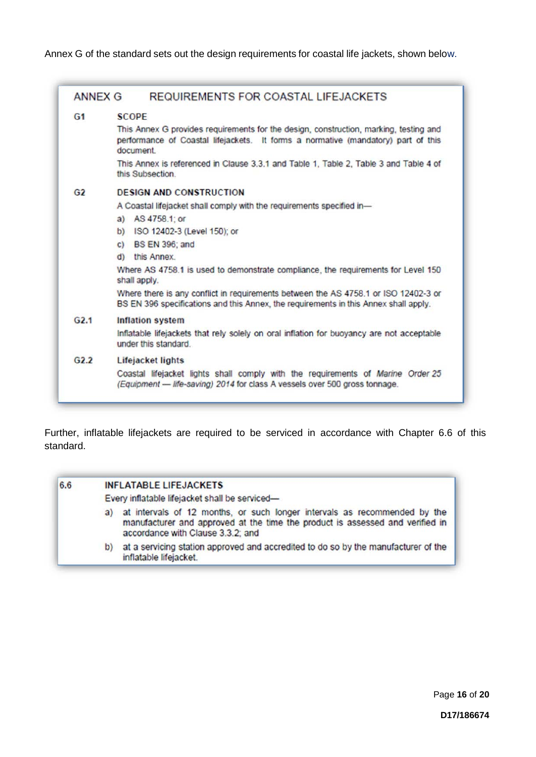Annex G of the standard sets out the design requirements for coastal life jackets, shown below.

> **ANNEX G REQUIREMENTS FOR COASTAL LIFEJACKETS**
>
> **G1 SCOPE**
>
> This Annex G provides requirements for the design, construction, marking, testing and performance of Coastal lifejackets. It forms a normative (mandatory) part of this document.
>
> This Annex is referenced in Clause 3.3.1 and Table 1, Table 2, Table 3 and Table 4 of this Subsection.
>
> **G2 DESIGN AND CONSTRUCTION**
>
> A Coastal lifejacket shall comply with the requirements specified in—
>
> a) AS 4758.1; or
>
> b) ISO 12402-3 (Level 150); or
>
> c) BS EN 396; and
>
> d) this Annex.
>
> Where AS 4758.1 is used to demonstrate compliance, the requirements for Level 150 shall apply.
>
> Where there is any conflict in requirements between the AS 4758.1 or ISO 12402-3 or BS EN 396 specifications and this Annex, the requirements in this Annex shall apply.
>
> **G2.1 Inflation system**
>
> Inflatable lifejackets that rely solely on oral inflation for buoyancy are not acceptable under this standard.
>
> **G2.2 Lifejacket lights**
>
> Coastal lifejacket lights shall comply with the requirements of *Marine Order 25 (Equipment — life-saving) 2014* for class A vessels over 500 gross tonnage.

Further, inflatable lifejackets are required to be serviced in accordance with Chapter 6.6 of this standard.

> **6.6 INFLATABLE LIFEJACKETS**
>
> Every inflatable lifejacket shall be serviced—
>
> a) at intervals of 12 months, or such longer intervals as recommended by the manufacturer and approved at the time the product is assessed and verified in accordance with Clause 3.3.2; and
>
> b) at a servicing station approved and accredited to do so by the manufacturer of the inflatable lifejacket.

D17/186674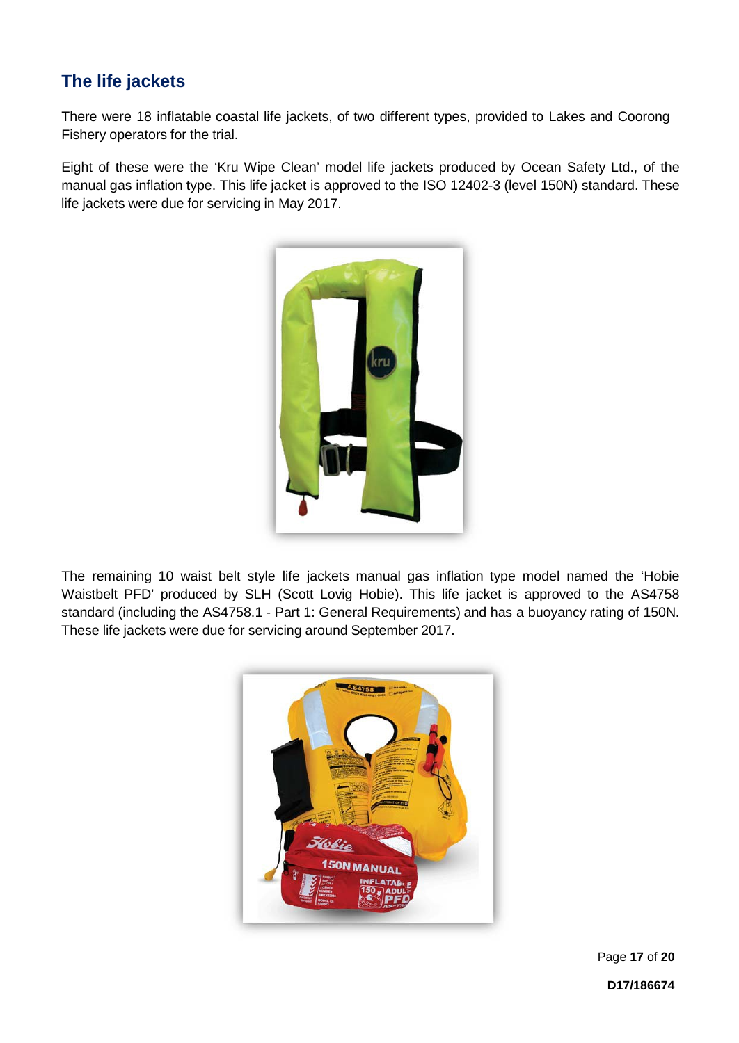## The life jackets

There were 18 inflatable coastal life jackets, of two different types, provided to Lakes and Coorong Fishery operators for the trial.

Eight of these were the 'Kru Wipe Clean' model life jackets produced by Ocean Safety Ltd., of the manual gas inflation type. This life jacket is approved to the ISO 12402-3 (level 150N) standard. These life jackets were due for servicing in May 2017.

The remaining 10 waist belt style life jackets manual gas inflation type model named the 'Hobie Waistbelt PFD' produced by SLH (Scott Lovig Hobie). This life jacket is approved to the AS4758 standard (including the AS4758.1 - Part 1: General Requirements) and has a buoyancy rating of 150N. These life jackets were due for servicing around September 2017.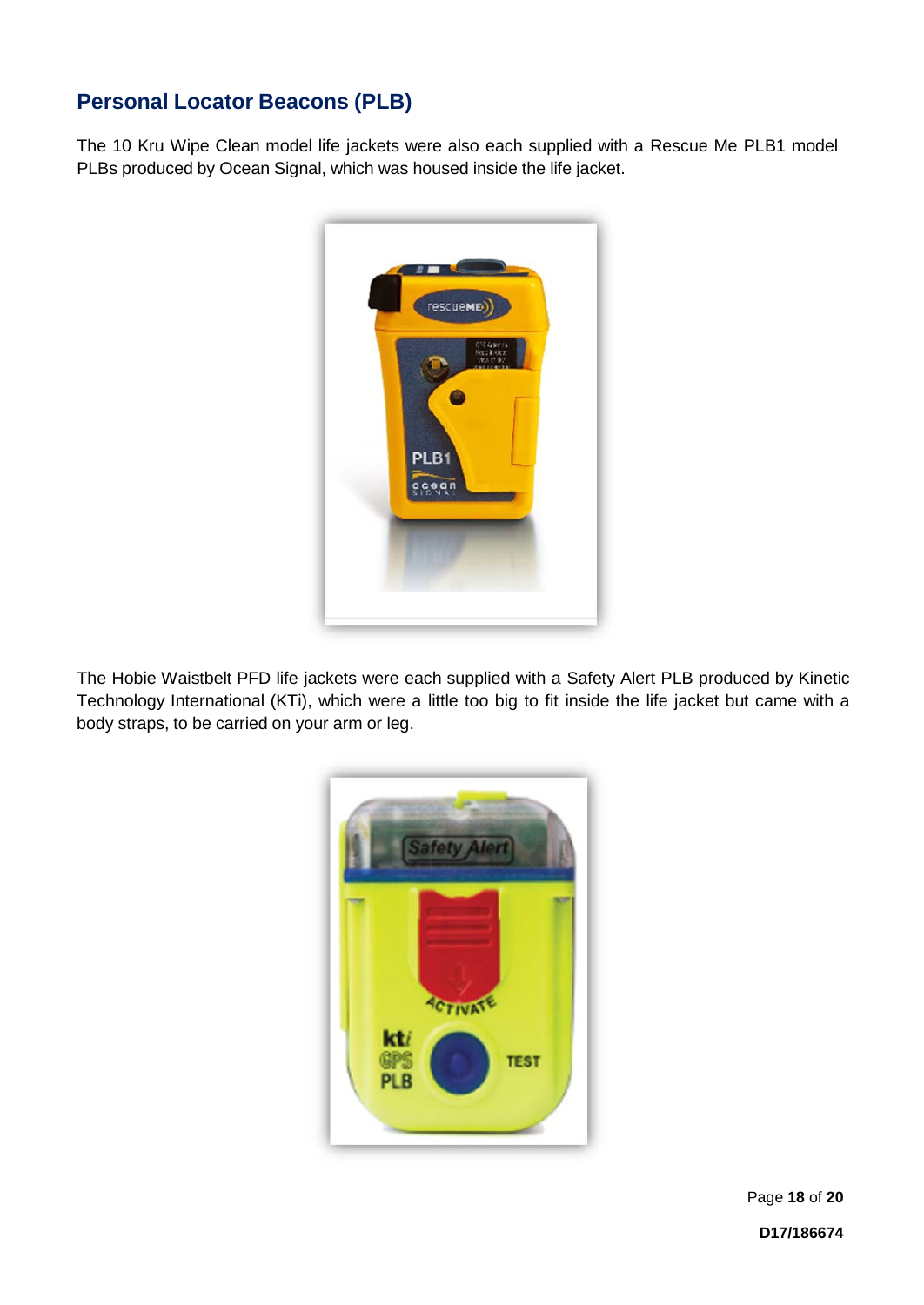## Personal Locator Beacons (PLB)

The 10 Kru Wipe Clean model life jackets were also each supplied with a Rescue Me PLB1 model PLBs produced by Ocean Signal, which was housed inside the life jacket.

The Hobie Waistbelt PFD life jackets were each supplied with a Safety Alert PLB produced by Kinetic Technology International (KTi), which were a little too big to fit inside the life jacket but came with a body straps, to be carried on your arm or leg.

D17/186674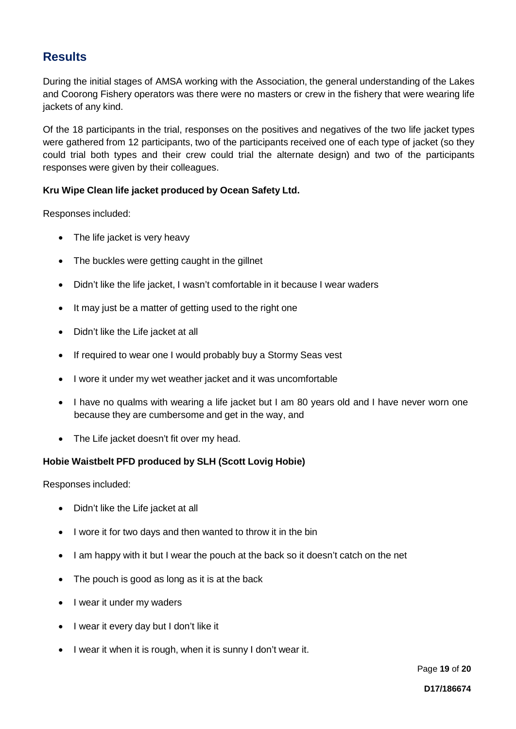## Results

During the initial stages of AMSA working with the Association, the general understanding of the Lakes and Coorong Fishery operators was there were no masters or crew in the fishery that were wearing life jackets of any kind.

Of the 18 participants in the trial, responses on the positives and negatives of the two life jacket types were gathered from 12 participants, two of the participants received one of each type of jacket (so they could trial both types and their crew could trial the alternate design) and two of the participants responses were given by their colleagues.

**Kru Wipe Clean life jacket produced by Ocean Safety Ltd.**

Responses included:

- The life jacket is very heavy
- The buckles were getting caught in the gillnet
- Didn't like the life jacket, I wasn't comfortable in it because I wear waders
- It may just be a matter of getting used to the right one
- Didn't like the Life jacket at all
- If required to wear one I would probably buy a Stormy Seas vest
- I wore it under my wet weather jacket and it was uncomfortable
- I have no qualms with wearing a life jacket but I am 80 years old and I have never worn one because they are cumbersome and get in the way, and
- The Life jacket doesn't fit over my head.

**Hobie Waistbelt PFD produced by SLH (Scott Lovig Hobie)**

Responses included:

- Didn't like the Life jacket at all
- I wore it for two days and then wanted to throw it in the bin
- I am happy with it but I wear the pouch at the back so it doesn't catch on the net
- The pouch is good as long as it is at the back
- I wear it under my waders
- I wear it every day but I don't like it
- I wear it when it is rough, when it is sunny I don't wear it.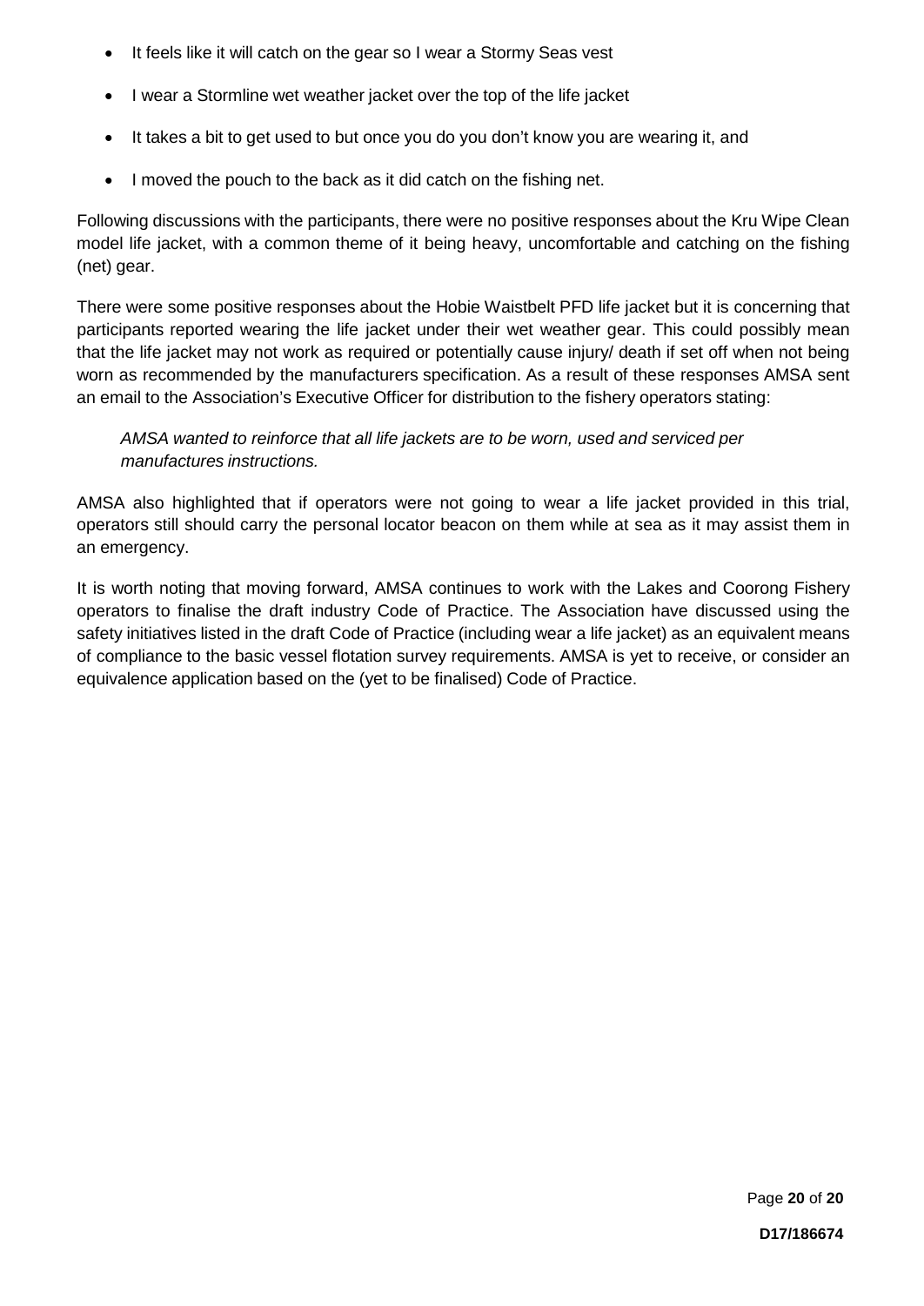- It feels like it will catch on the gear so I wear a Stormy Seas vest
- I wear a Stormline wet weather jacket over the top of the life jacket
- It takes a bit to get used to but once you do you don't know you are wearing it, and
- I moved the pouch to the back as it did catch on the fishing net.

Following discussions with the participants, there were no positive responses about the Kru Wipe Clean model life jacket, with a common theme of it being heavy, uncomfortable and catching on the fishing (net) gear.

There were some positive responses about the Hobie Waistbelt PFD life jacket but it is concerning that participants reported wearing the life jacket under their wet weather gear. This could possibly mean that the life jacket may not work as required or potentially cause injury/ death if set off when not being worn as recommended by the manufacturers specification. As a result of these responses AMSA sent an email to the Association's Executive Officer for distribution to the fishery operators stating:

> *AMSA wanted to reinforce that all life jackets are to be worn, used and serviced per manufactures instructions.*

AMSA also highlighted that if operators were not going to wear a life jacket provided in this trial, operators still should carry the personal locator beacon on them while at sea as it may assist them in an emergency.

It is worth noting that moving forward, AMSA continues to work with the Lakes and Coorong Fishery operators to finalise the draft industry Code of Practice. The Association have discussed using the safety initiatives listed in the draft Code of Practice (including wear a life jacket) as an equivalent means of compliance to the basic vessel flotation survey requirements. AMSA is yet to receive, or consider an equivalence application based on the (yet to be finalised) Code of Practice.